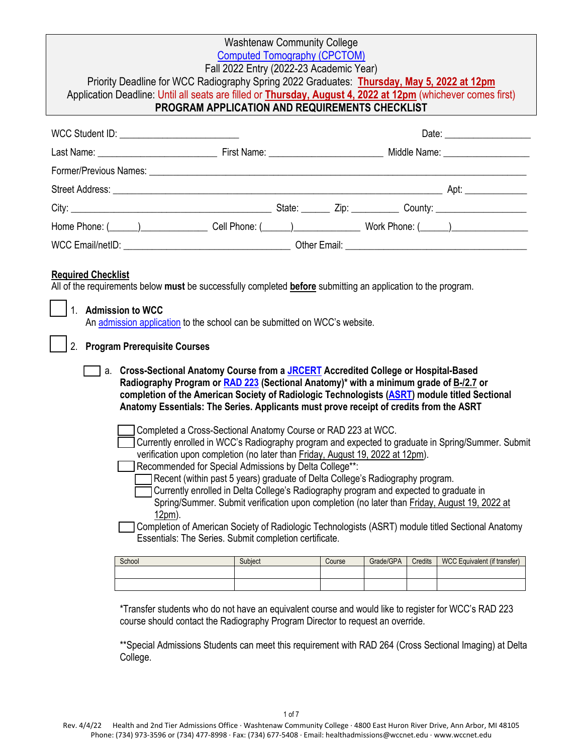# Washtenaw Community College

## Computed Tomography (CPCTOM)

Fall 2022 Entry (2022-23 Academic Year)

Priority Deadline for WCC Radiography Spring 2022 Graduates: **Thursday, May 5, 2022 at 12pm**

Application Deadline: Until all seats are filled or **Thursday, August 4, 2022 at 12pm** (whichever comes first)

**PROGRAM APPLICATION AND REQUIREMENTS CHECKLIST**

WCC Student ID: ________________________ Date: __________________

Last Name: ________________________ First Name: _______________________ Middle Name: __________________

Former/Previous Names: ______________________________________________________________________________

Street Address: __________________________________________________________________ Apt: _____________

City: __________________________________________ State: ______ Zip: __________ County: ___________________

Home Phone: (______)______________ Cell Phone: (______)______________ Work Phone: (______)_______________

WCC Email/netID: __________________________________ Other Email: ____________________________________

**Required Checklist**

All of the requirements below **must** be successfully completed **before** submitting an application to the program.

☐ 1. **Admission to WCC**

An admission application to the school can be submitted on WCC's website.

☐ 2. **Program Prerequisite Courses**

☐ a. **Cross-Sectional Anatomy Course from a JRCERT Accredited College or Hospital-Based Radiography Program or RAD 223 (Sectional Anatomy)* with a minimum grade of B-/2.7 or completion of the American Society of Radiologic Technologists (ASRT) module titled Sectional Anatomy Essentials: The Series. Applicants must prove receipt of credits from the ASRT**

☐ Completed a Cross-Sectional Anatomy Course or RAD 223 at WCC.

☐ Currently enrolled in WCC's Radiography program and expected to graduate in Spring/Summer. Submit verification upon completion (no later than Friday, August 19, 2022 at 12pm).

☐ Recommended for Special Admissions by Delta College**:

☐ Recent (within past 5 years) graduate of Delta College's Radiography program.

☐ Currently enrolled in Delta College's Radiography program and expected to graduate in Spring/Summer. Submit verification upon completion (no later than Friday, August 19, 2022 at 12pm).

☐ Completion of American Society of Radiologic Technologists (ASRT) module titled Sectional Anatomy Essentials: The Series. Submit completion certificate.

| School | Subject | Course | Grade/GPA | Credits | WCC Equivalent (if transfer) |
|---|---|---|---|---|---|
| | | | | | |
| | | | | | |

*Transfer students who do not have an equivalent course and would like to register for WCC's RAD 223 course should contact the Radiography Program Director to request an override.

**Special Admissions Students can meet this requirement with RAD 264 (Cross Sectional Imaging) at Delta College.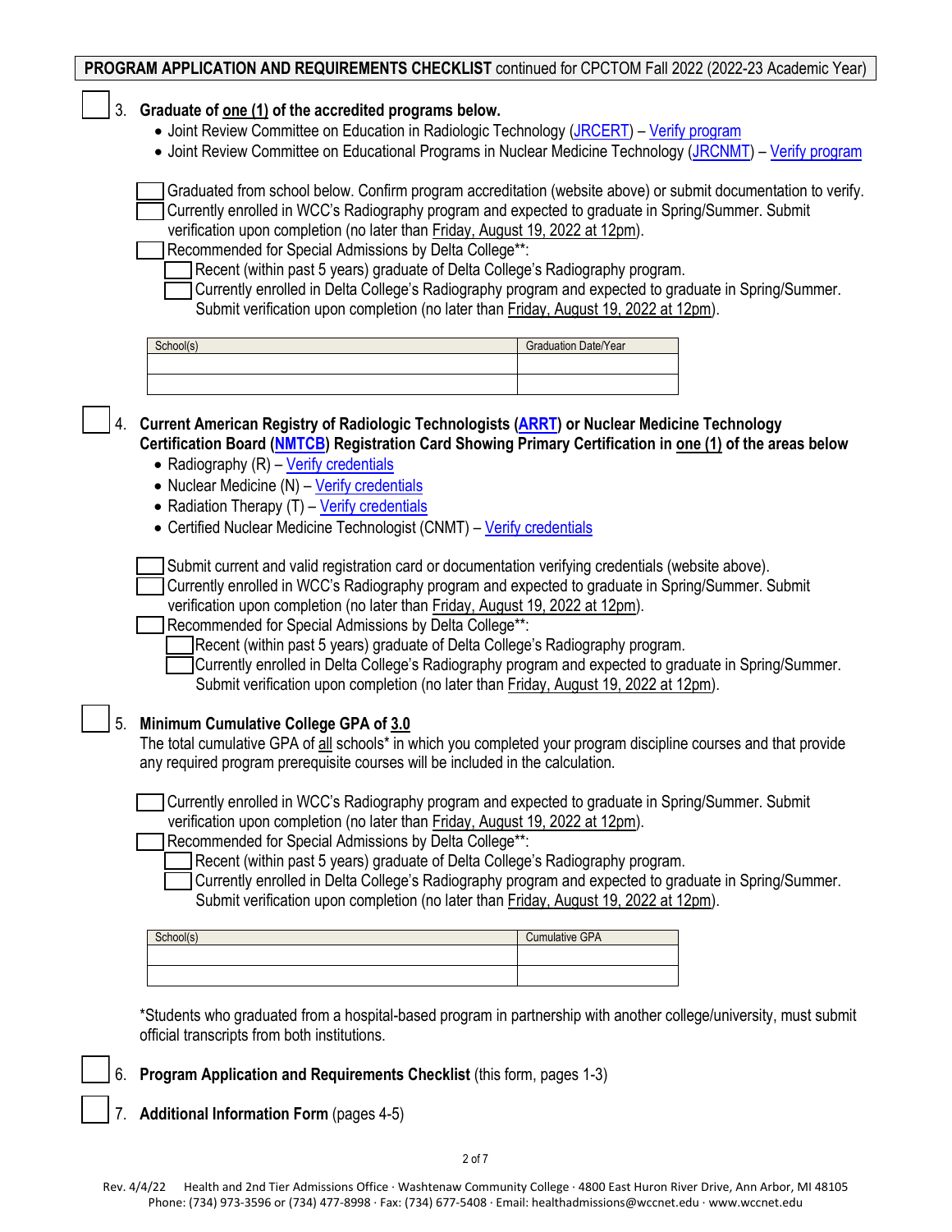**PROGRAM APPLICATION AND REQUIREMENTS CHECKLIST** continued for CPCTOM Fall 2022 (2022-23 Academic Year)

☐ 3. **Graduate of one (1) of the accredited programs below.**

- Joint Review Committee on Education in Radiologic Technology (JRCERT) – Verify program
- Joint Review Committee on Educational Programs in Nuclear Medicine Technology (JRCNMT) – Verify program

☐ Graduated from school below. Confirm program accreditation (website above) or submit documentation to verify.
☐ Currently enrolled in WCC's Radiography program and expected to graduate in Spring/Summer. Submit verification upon completion (no later than Friday, August 19, 2022 at 12pm).
☐ Recommended for Special Admissions by Delta College**:
  ☐ Recent (within past 5 years) graduate of Delta College's Radiography program.
  ☐ Currently enrolled in Delta College's Radiography program and expected to graduate in Spring/Summer. Submit verification upon completion (no later than Friday, August 19, 2022 at 12pm).

| School(s) | Graduation Date/Year |
| --- | --- |
| | |
| | |

☐ 4. **Current American Registry of Radiologic Technologists (ARRT) or Nuclear Medicine Technology Certification Board (NMTCB) Registration Card Showing Primary Certification in one (1) of the areas below**

- Radiography (R) – Verify credentials
- Nuclear Medicine (N) – Verify credentials
- Radiation Therapy (T) – Verify credentials
- Certified Nuclear Medicine Technologist (CNMT) – Verify credentials

☐ Submit current and valid registration card or documentation verifying credentials (website above).
☐ Currently enrolled in WCC's Radiography program and expected to graduate in Spring/Summer. Submit verification upon completion (no later than Friday, August 19, 2022 at 12pm).
☐ Recommended for Special Admissions by Delta College**:
  ☐ Recent (within past 5 years) graduate of Delta College's Radiography program.
  ☐ Currently enrolled in Delta College's Radiography program and expected to graduate in Spring/Summer. Submit verification upon completion (no later than Friday, August 19, 2022 at 12pm).

☐ 5. **Minimum Cumulative College GPA of 3.0**

The total cumulative GPA of all schools* in which you completed your program discipline courses and that provide any required program prerequisite courses will be included in the calculation.

☐ Currently enrolled in WCC's Radiography program and expected to graduate in Spring/Summer. Submit verification upon completion (no later than Friday, August 19, 2022 at 12pm).
☐ Recommended for Special Admissions by Delta College**:
  ☐ Recent (within past 5 years) graduate of Delta College's Radiography program.
  ☐ Currently enrolled in Delta College's Radiography program and expected to graduate in Spring/Summer. Submit verification upon completion (no later than Friday, August 19, 2022 at 12pm).

| School(s) | Cumulative GPA |
| --- | --- |
| | |
| | |

*Students who graduated from a hospital-based program in partnership with another college/university, must submit official transcripts from both institutions.

☐ 6. **Program Application and Requirements Checklist** (this form, pages 1-3)

☐ 7. **Additional Information Form** (pages 4-5)

Rev. 4/4/22 Health and 2nd Tier Admissions Office · Washtenaw Community College · 4800 East Huron River Drive, Ann Arbor, MI 48105
Phone: (734) 973-3596 or (734) 477-8998 · Fax: (734) 677-5408 · Email: healthadmissions@wccnet.edu · www.wccnet.edu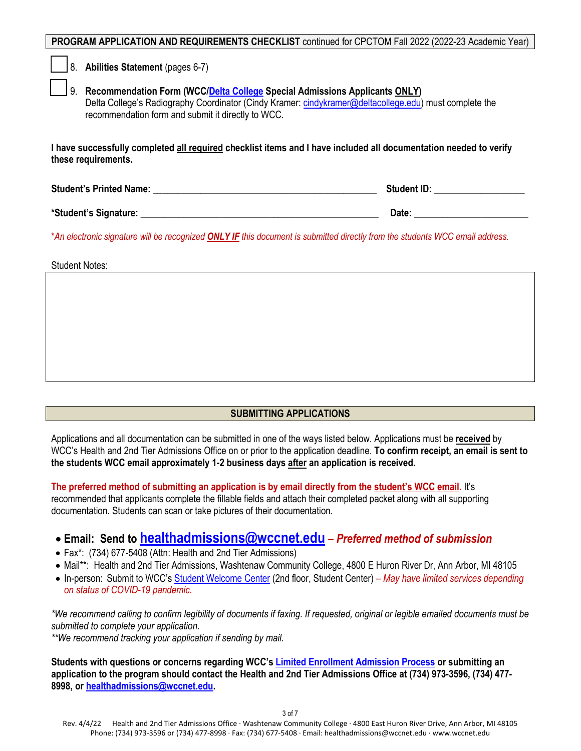**PROGRAM APPLICATION AND REQUIREMENTS CHECKLIST** continued for CPCTOM Fall 2022 (2022-23 Academic Year)

☐ 8. **Abilities Statement** (pages 6-7)

☐ 9. **Recommendation Form (WCC/Delta College Special Admissions Applicants ONLY)**
Delta College's Radiography Coordinator (Cindy Kramer: cindykramer@deltacollege.edu) must complete the recommendation form and submit it directly to WCC.

**I have successfully completed all required checklist items and I have included all documentation needed to verify these requirements.**

**Student's Printed Name:** _______________________________________________ **Student ID:** ___________________

***Student's Signature:** _________________________________________________ **Date:** _______________________

**An electronic signature will be recognized* ***ONLY IF*** *this document is submitted directly from the students WCC email address.*

Student Notes:

| |
|---|
| |

## SUBMITTING APPLICATIONS

Applications and all documentation can be submitted in one of the ways listed below. Applications must be **received** by WCC's Health and 2nd Tier Admissions Office on or prior to the application deadline. **To confirm receipt, an email is sent to the students WCC email approximately 1-2 business days after an application is received.**

**The preferred method of submitting an application is by email directly from the student's WCC email.** It's recommended that applicants complete the fillable fields and attach their completed packet along with all supporting documentation. Students can scan or take pictures of their documentation.

- **Email: Send to healthadmissions@wccnet.edu** – ***Preferred method of submission***
- Fax*: (734) 677-5408 (Attn: Health and 2nd Tier Admissions)
- Mail**: Health and 2nd Tier Admissions, Washtenaw Community College, 4800 E Huron River Dr, Ann Arbor, MI 48105
- In-person: Submit to WCC's Student Welcome Center (2nd floor, Student Center) *– May have limited services depending on status of COVID-19 pandemic.*

**We recommend calling to confirm legibility of documents if faxing. If requested, original or legible emailed documents must be submitted to complete your application.*
***We recommend tracking your application if sending by mail.*

**Students with questions or concerns regarding WCC's Limited Enrollment Admission Process or submitting an application to the program should contact the Health and 2nd Tier Admissions Office at (734) 973-3596, (734) 477-8998, or healthadmissions@wccnet.edu.**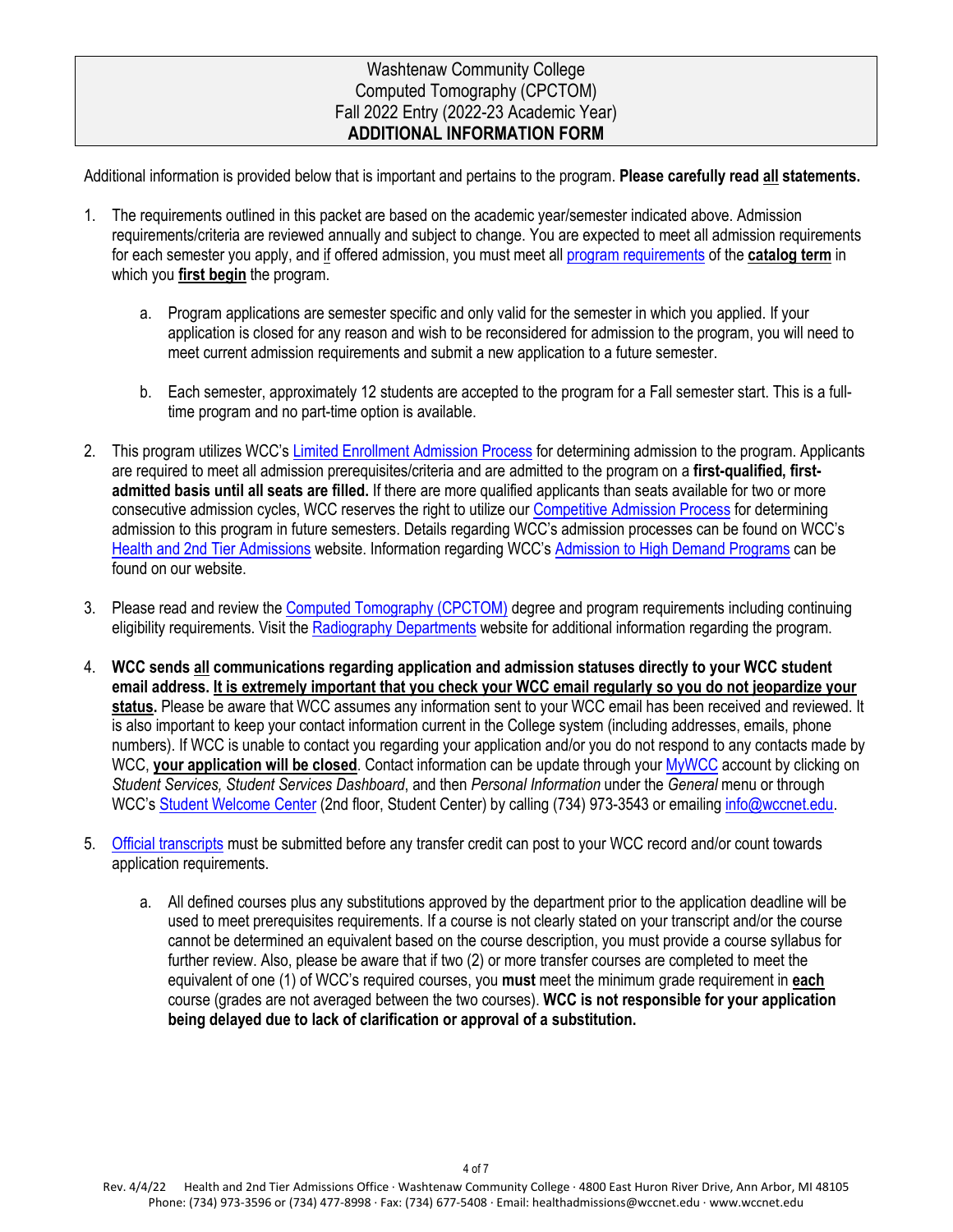# Washtenaw Community College
## Computed Tomography (CPCTOM)
## Fall 2022 Entry (2022-23 Academic Year)
## ADDITIONAL INFORMATION FORM

Additional information is provided below that is important and pertains to the program. **Please carefully read all statements.**

1. The requirements outlined in this packet are based on the academic year/semester indicated above. Admission requirements/criteria are reviewed annually and subject to change. You are expected to meet all admission requirements for each semester you apply, and if offered admission, you must meet all program requirements of the **catalog term** in which you **first begin** the program.

   a. Program applications are semester specific and only valid for the semester in which you applied. If your application is closed for any reason and wish to be reconsidered for admission to the program, you will need to meet current admission requirements and submit a new application to a future semester.

   b. Each semester, approximately 12 students are accepted to the program for a Fall semester start. This is a full-time program and no part-time option is available.

2. This program utilizes WCC's Limited Enrollment Admission Process for determining admission to the program. Applicants are required to meet all admission prerequisites/criteria and are admitted to the program on a **first-qualified, first-admitted basis until all seats are filled.** If there are more qualified applicants than seats available for two or more consecutive admission cycles, WCC reserves the right to utilize our Competitive Admission Process for determining admission to this program in future semesters. Details regarding WCC's admission processes can be found on WCC's Health and 2nd Tier Admissions website. Information regarding WCC's Admission to High Demand Programs can be found on our website.

3. Please read and review the Computed Tomography (CPCTOM) degree and program requirements including continuing eligibility requirements. Visit the Radiography Departments website for additional information regarding the program.

4. **WCC sends all communications regarding application and admission statuses directly to your WCC student email address. It is extremely important that you check your WCC email regularly so you do not jeopardize your status.** Please be aware that WCC assumes any information sent to your WCC email has been received and reviewed. It is also important to keep your contact information current in the College system (including addresses, emails, phone numbers). If WCC is unable to contact you regarding your application and/or you do not respond to any contacts made by WCC, **your application will be closed**. Contact information can be update through your MyWCC account by clicking on *Student Services, Student Services Dashboard*, and then *Personal Information* under the *General* menu or through WCC's Student Welcome Center (2nd floor, Student Center) by calling (734) 973-3543 or emailing info@wccnet.edu.

5. Official transcripts must be submitted before any transfer credit can post to your WCC record and/or count towards application requirements.

   a. All defined courses plus any substitutions approved by the department prior to the application deadline will be used to meet prerequisites requirements. If a course is not clearly stated on your transcript and/or the course cannot be determined an equivalent based on the course description, you must provide a course syllabus for further review. Also, please be aware that if two (2) or more transfer courses are completed to meet the equivalent of one (1) of WCC's required courses, you **must** meet the minimum grade requirement in **each** course (grades are not averaged between the two courses). **WCC is not responsible for your application being delayed due to lack of clarification or approval of a substitution.**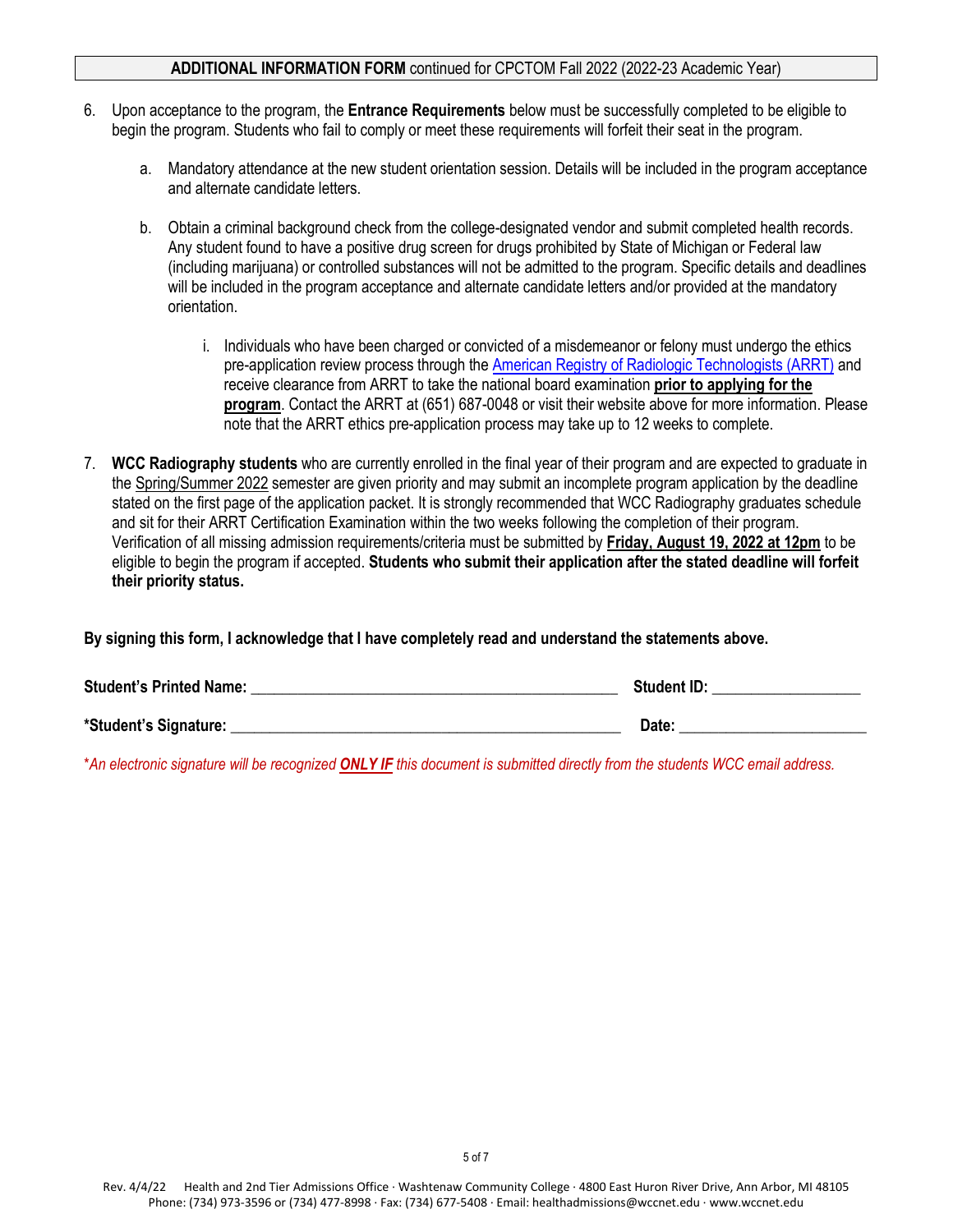**ADDITIONAL INFORMATION FORM** continued for CPCTOM Fall 2022 (2022-23 Academic Year)

6. Upon acceptance to the program, the **Entrance Requirements** below must be successfully completed to be eligible to begin the program. Students who fail to comply or meet these requirements will forfeit their seat in the program.

   a. Mandatory attendance at the new student orientation session. Details will be included in the program acceptance and alternate candidate letters.

   b. Obtain a criminal background check from the college-designated vendor and submit completed health records. Any student found to have a positive drug screen for drugs prohibited by State of Michigan or Federal law (including marijuana) or controlled substances will not be admitted to the program. Specific details and deadlines will be included in the program acceptance and alternate candidate letters and/or provided at the mandatory orientation.

      i. Individuals who have been charged or convicted of a misdemeanor or felony must undergo the ethics pre-application review process through the American Registry of Radiologic Technologists (ARRT) and receive clearance from ARRT to take the national board examination **prior to applying for the program**. Contact the ARRT at (651) 687-0048 or visit their website above for more information. Please note that the ARRT ethics pre-application process may take up to 12 weeks to complete.

7. **WCC Radiography students** who are currently enrolled in the final year of their program and are expected to graduate in the Spring/Summer 2022 semester are given priority and may submit an incomplete program application by the deadline stated on the first page of the application packet. It is strongly recommended that WCC Radiography graduates schedule and sit for their ARRT Certification Examination within the two weeks following the completion of their program. Verification of all missing admission requirements/criteria must be submitted by **Friday, August 19, 2022 at 12pm** to be eligible to begin the program if accepted. **Students who submit their application after the stated deadline will forfeit their priority status.**

**By signing this form, I acknowledge that I have completely read and understand the statements above.**

**Student's Printed Name:** ______________________________________________ **Student ID:** __________________

**\*Student's Signature:** _________________________________________________ **Date:** _______________________

\**An electronic signature will be recognized **ONLY IF** this document is submitted directly from the students WCC email address.*

Rev. 4/4/22 Health and 2nd Tier Admissions Office · Washtenaw Community College · 4800 East Huron River Drive, Ann Arbor, MI 48105
Phone: (734) 973-3596 or (734) 477-8998 · Fax: (734) 677-5408 · Email: healthadmissions@wccnet.edu · www.wccnet.edu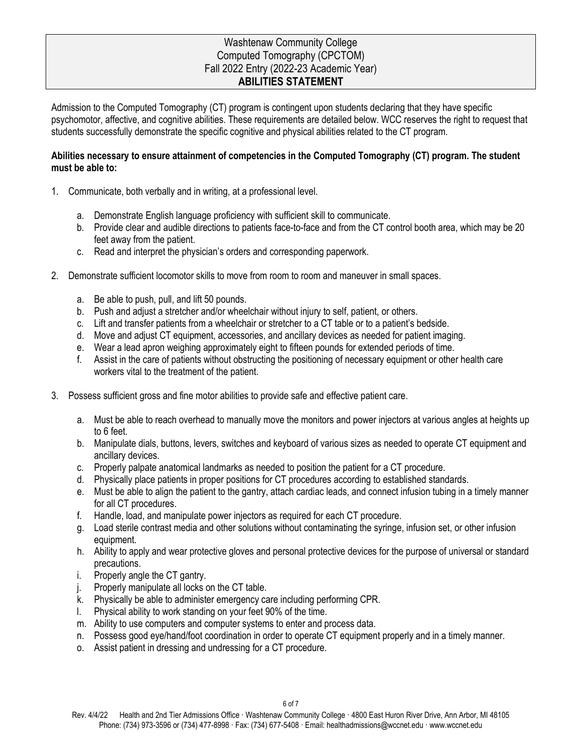# Washtenaw Community College
## Computed Tomography (CPCTOM)
## Fall 2022 Entry (2022-23 Academic Year)
## ABILITIES STATEMENT

Admission to the Computed Tomography (CT) program is contingent upon students declaring that they have specific psychomotor, affective, and cognitive abilities. These requirements are detailed below. WCC reserves the right to request that students successfully demonstrate the specific cognitive and physical abilities related to the CT program.

**Abilities necessary to ensure attainment of competencies in the Computed Tomography (CT) program. The student must be able to:**

1. Communicate, both verbally and in writing, at a professional level.
   a. Demonstrate English language proficiency with sufficient skill to communicate.
   b. Provide clear and audible directions to patients face-to-face and from the CT control booth area, which may be 20 feet away from the patient.
   c. Read and interpret the physician's orders and corresponding paperwork.
2. Demonstrate sufficient locomotor skills to move from room to room and maneuver in small spaces.
   a. Be able to push, pull, and lift 50 pounds.
   b. Push and adjust a stretcher and/or wheelchair without injury to self, patient, or others.
   c. Lift and transfer patients from a wheelchair or stretcher to a CT table or to a patient's bedside.
   d. Move and adjust CT equipment, accessories, and ancillary devices as needed for patient imaging.
   e. Wear a lead apron weighing approximately eight to fifteen pounds for extended periods of time.
   f. Assist in the care of patients without obstructing the positioning of necessary equipment or other health care workers vital to the treatment of the patient.
3. Possess sufficient gross and fine motor abilities to provide safe and effective patient care.
   a. Must be able to reach overhead to manually move the monitors and power injectors at various angles at heights up to 6 feet.
   b. Manipulate dials, buttons, levers, switches and keyboard of various sizes as needed to operate CT equipment and ancillary devices.
   c. Properly palpate anatomical landmarks as needed to position the patient for a CT procedure.
   d. Physically place patients in proper positions for CT procedures according to established standards.
   e. Must be able to align the patient to the gantry, attach cardiac leads, and connect infusion tubing in a timely manner for all CT procedures.
   f. Handle, load, and manipulate power injectors as required for each CT procedure.
   g. Load sterile contrast media and other solutions without contaminating the syringe, infusion set, or other infusion equipment.
   h. Ability to apply and wear protective gloves and personal protective devices for the purpose of universal or standard precautions.
   i. Properly angle the CT gantry.
   j. Properly manipulate all locks on the CT table.
   k. Physically be able to administer emergency care including performing CPR.
   l. Physical ability to work standing on your feet 90% of the time.
   m. Ability to use computers and computer systems to enter and process data.
   n. Possess good eye/hand/foot coordination in order to operate CT equipment properly and in a timely manner.
   o. Assist patient in dressing and undressing for a CT procedure.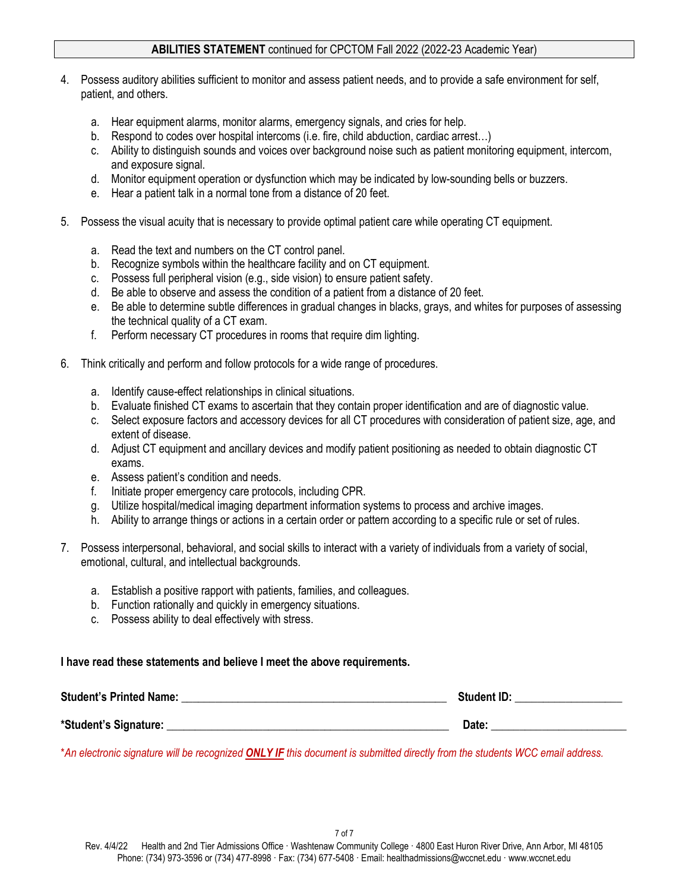**ABILITIES STATEMENT** continued for CPCTOM Fall 2022 (2022-23 Academic Year)

4. Possess auditory abilities sufficient to monitor and assess patient needs, and to provide a safe environment for self, patient, and others.

   a. Hear equipment alarms, monitor alarms, emergency signals, and cries for help.
   b. Respond to codes over hospital intercoms (i.e. fire, child abduction, cardiac arrest…)
   c. Ability to distinguish sounds and voices over background noise such as patient monitoring equipment, intercom, and exposure signal.
   d. Monitor equipment operation or dysfunction which may be indicated by low-sounding bells or buzzers.
   e. Hear a patient talk in a normal tone from a distance of 20 feet.

5. Possess the visual acuity that is necessary to provide optimal patient care while operating CT equipment.

   a. Read the text and numbers on the CT control panel.
   b. Recognize symbols within the healthcare facility and on CT equipment.
   c. Possess full peripheral vision (e.g., side vision) to ensure patient safety.
   d. Be able to observe and assess the condition of a patient from a distance of 20 feet.
   e. Be able to determine subtle differences in gradual changes in blacks, grays, and whites for purposes of assessing the technical quality of a CT exam.
   f. Perform necessary CT procedures in rooms that require dim lighting.

6. Think critically and perform and follow protocols for a wide range of procedures.

   a. Identify cause-effect relationships in clinical situations.
   b. Evaluate finished CT exams to ascertain that they contain proper identification and are of diagnostic value.
   c. Select exposure factors and accessory devices for all CT procedures with consideration of patient size, age, and extent of disease.
   d. Adjust CT equipment and ancillary devices and modify patient positioning as needed to obtain diagnostic CT exams.
   e. Assess patient's condition and needs.
   f. Initiate proper emergency care protocols, including CPR.
   g. Utilize hospital/medical imaging department information systems to process and archive images.
   h. Ability to arrange things or actions in a certain order or pattern according to a specific rule or set of rules.

7. Possess interpersonal, behavioral, and social skills to interact with a variety of individuals from a variety of social, emotional, cultural, and intellectual backgrounds.

   a. Establish a positive rapport with patients, families, and colleagues.
   b. Function rationally and quickly in emergency situations.
   c. Possess ability to deal effectively with stress.

**I have read these statements and believe I meet the above requirements.**

**Student's Printed Name:** ______________________________________________ **Student ID:** ___________________

***Student's Signature:** ________________________________________________ **Date:** _______________________

*\*An electronic signature will be recognized* ***ONLY IF*** *this document is submitted directly from the students WCC email address.*

Rev. 4/4/22 Health and 2nd Tier Admissions Office · Washtenaw Community College · 4800 East Huron River Drive, Ann Arbor, MI 48105
Phone: (734) 973-3596 or (734) 477-8998 · Fax: (734) 677-5408 · Email: healthadmissions@wccnet.edu · www.wccnet.edu